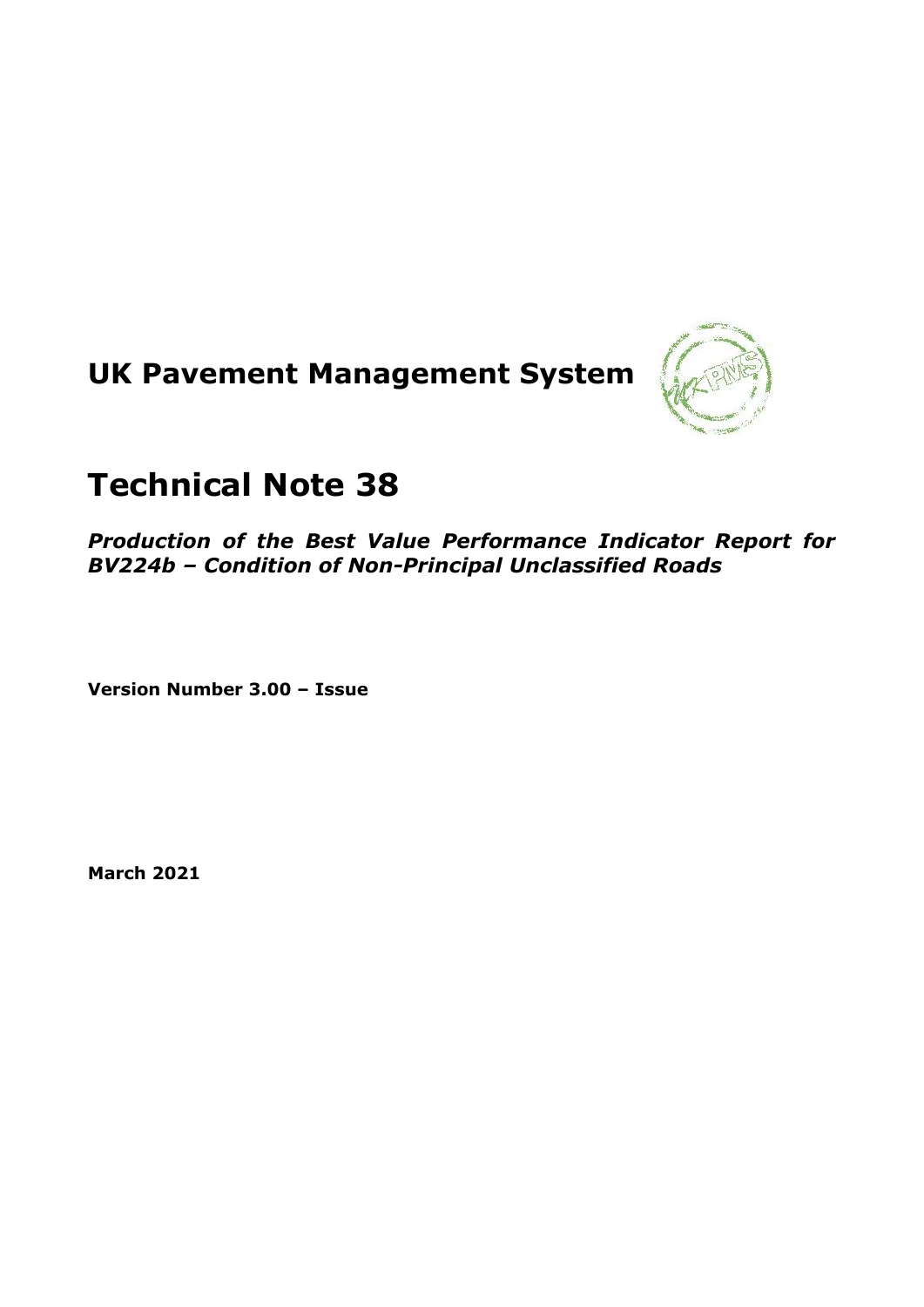# UK Pavement Management System

# Technical Note 38

***Production of the Best Value Performance Indicator Report for BV224b – Condition of Non-Principal Unclassified Roads***

**Version Number 3.00 – Issue**

**March 2021**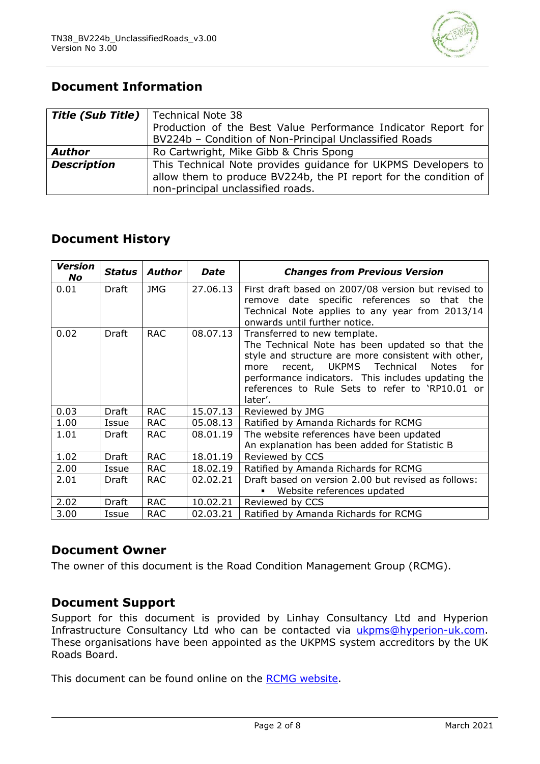## Document Information

| *Title (Sub Title)* | Technical Note 38<br>Production of the Best Value Performance Indicator Report for BV224b – Condition of Non-Principal Unclassified Roads |
|---|---|
| *Author* | Ro Cartwright, Mike Gibb & Chris Spong |
| *Description* | This Technical Note provides guidance for UKPMS Developers to allow them to produce BV224b, the PI report for the condition of non-principal unclassified roads. |

## Document History

| *Version No* | *Status* | *Author* | *Date* | *Changes from Previous Version* |
|---|---|---|---|---|
| 0.01 | Draft | JMG | 27.06.13 | First draft based on 2007/08 version but revised to remove date specific references so that the Technical Note applies to any year from 2013/14 onwards until further notice. |
| 0.02 | Draft | RAC | 08.07.13 | Transferred to new template.<br>The Technical Note has been updated so that the style and structure are more consistent with other, more recent, UKPMS Technical Notes for performance indicators. This includes updating the references to Rule Sets to refer to 'RP10.01 or later'. |
| 0.03 | Draft | RAC | 15.07.13 | Reviewed by JMG |
| 1.00 | Issue | RAC | 05.08.13 | Ratified by Amanda Richards for RCMG |
| 1.01 | Draft | RAC | 08.01.19 | The website references have been updated<br>An explanation has been added for Statistic B |
| 1.02 | Draft | RAC | 18.01.19 | Reviewed by CCS |
| 2.00 | Issue | RAC | 18.02.19 | Ratified by Amanda Richards for RCMG |
| 2.01 | Draft | RAC | 02.02.21 | Draft based on version 2.00 but revised as follows:<br>▪ Website references updated |
| 2.02 | Draft | RAC | 10.02.21 | Reviewed by CCS |
| 3.00 | Issue | RAC | 02.03.21 | Ratified by Amanda Richards for RCMG |

## Document Owner

The owner of this document is the Road Condition Management Group (RCMG).

## Document Support

Support for this document is provided by Linhay Consultancy Ltd and Hyperion Infrastructure Consultancy Ltd who can be contacted via ukpms@hyperion-uk.com. These organisations have been appointed as the UKPMS system accreditors by the UK Roads Board.

This document can be found online on the RCMG website.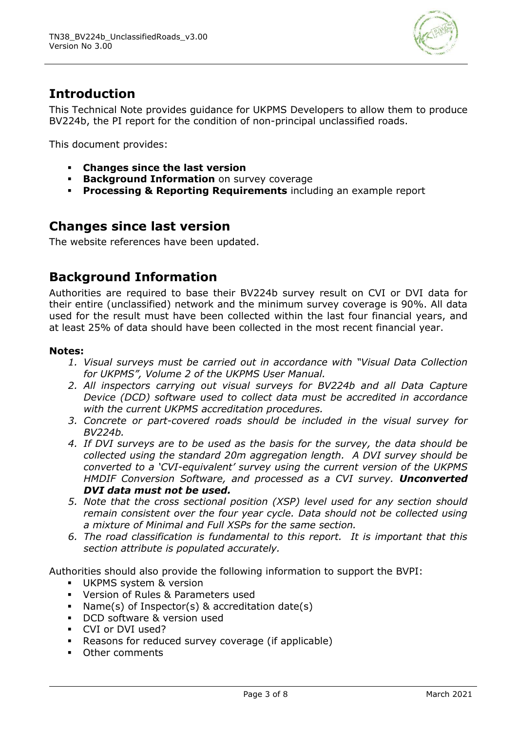## Introduction

This Technical Note provides guidance for UKPMS Developers to allow them to produce BV224b, the PI report for the condition of non-principal unclassified roads.

This document provides:

- **Changes since the last version**
- **Background Information** on survey coverage
- **Processing & Reporting Requirements** including an example report

## Changes since last version

The website references have been updated.

## Background Information

Authorities are required to base their BV224b survey result on CVI or DVI data for their entire (unclassified) network and the minimum survey coverage is 90%. All data used for the result must have been collected within the last four financial years, and at least 25% of data should have been collected in the most recent financial year.

**Notes:**

1. *Visual surveys must be carried out in accordance with "Visual Data Collection for UKPMS", Volume 2 of the UKPMS User Manual.*
2. *All inspectors carrying out visual surveys for BV224b and all Data Capture Device (DCD) software used to collect data must be accredited in accordance with the current UKPMS accreditation procedures.*
3. *Concrete or part-covered roads should be included in the visual survey for BV224b.*
4. *If DVI surveys are to be used as the basis for the survey, the data should be collected using the standard 20m aggregation length. A DVI survey should be converted to a 'CVI-equivalent' survey using the current version of the UKPMS HMDIF Conversion Software, and processed as a CVI survey.* ***Unconverted DVI data must not be used.***
5. *Note that the cross sectional position (XSP) level used for any section should remain consistent over the four year cycle. Data should not be collected using a mixture of Minimal and Full XSPs for the same section.*
6. *The road classification is fundamental to this report. It is important that this section attribute is populated accurately.*

Authorities should also provide the following information to support the BVPI:

- UKPMS system & version
- Version of Rules & Parameters used
- Name(s) of Inspector(s) & accreditation date(s)
- DCD software & version used
- CVI or DVI used?
- Reasons for reduced survey coverage (if applicable)
- Other comments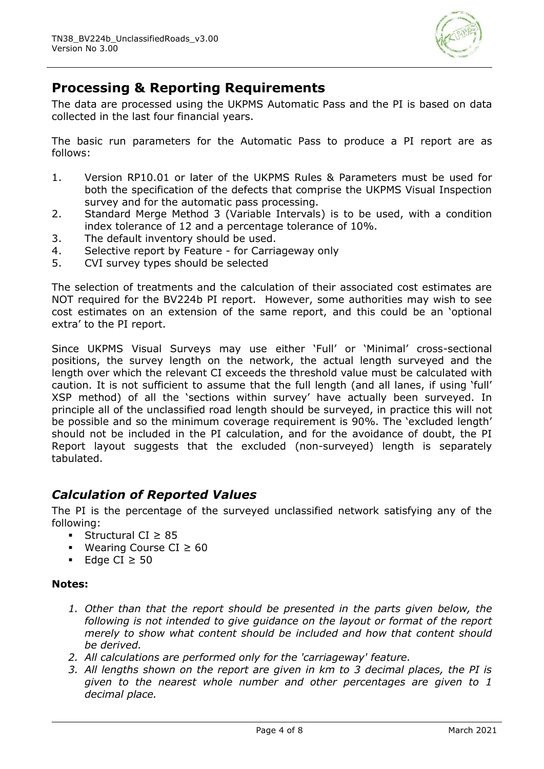## Processing & Reporting Requirements

The data are processed using the UKPMS Automatic Pass and the PI is based on data collected in the last four financial years.

The basic run parameters for the Automatic Pass to produce a PI report are as follows:

1. Version RP10.01 or later of the UKPMS Rules & Parameters must be used for both the specification of the defects that comprise the UKPMS Visual Inspection survey and for the automatic pass processing.
2. Standard Merge Method 3 (Variable Intervals) is to be used, with a condition index tolerance of 12 and a percentage tolerance of 10%.
3. The default inventory should be used.
4. Selective report by Feature - for Carriageway only
5. CVI survey types should be selected

The selection of treatments and the calculation of their associated cost estimates are NOT required for the BV224b PI report. However, some authorities may wish to see cost estimates on an extension of the same report, and this could be an 'optional extra' to the PI report.

Since UKPMS Visual Surveys may use either 'Full' or 'Minimal' cross-sectional positions, the survey length on the network, the actual length surveyed and the length over which the relevant CI exceeds the threshold value must be calculated with caution. It is not sufficient to assume that the full length (and all lanes, if using 'full' XSP method) of all the 'sections within survey' have actually been surveyed. In principle all of the unclassified road length should be surveyed, in practice this will not be possible and so the minimum coverage requirement is 90%. The 'excluded length' should not be included in the PI calculation, and for the avoidance of doubt, the PI Report layout suggests that the excluded (non-surveyed) length is separately tabulated.

### *Calculation of Reported Values*

The PI is the percentage of the surveyed unclassified network satisfying any of the following:

- Structural CI ≥ 85
- Wearing Course CI ≥ 60
- Edge CI ≥ 50

**Notes:**

1. *Other than that the report should be presented in the parts given below, the following is not intended to give guidance on the layout or format of the report merely to show what content should be included and how that content should be derived.*
2. *All calculations are performed only for the 'carriageway' feature.*
3. *All lengths shown on the report are given in km to 3 decimal places, the PI is given to the nearest whole number and other percentages are given to 1 decimal place.*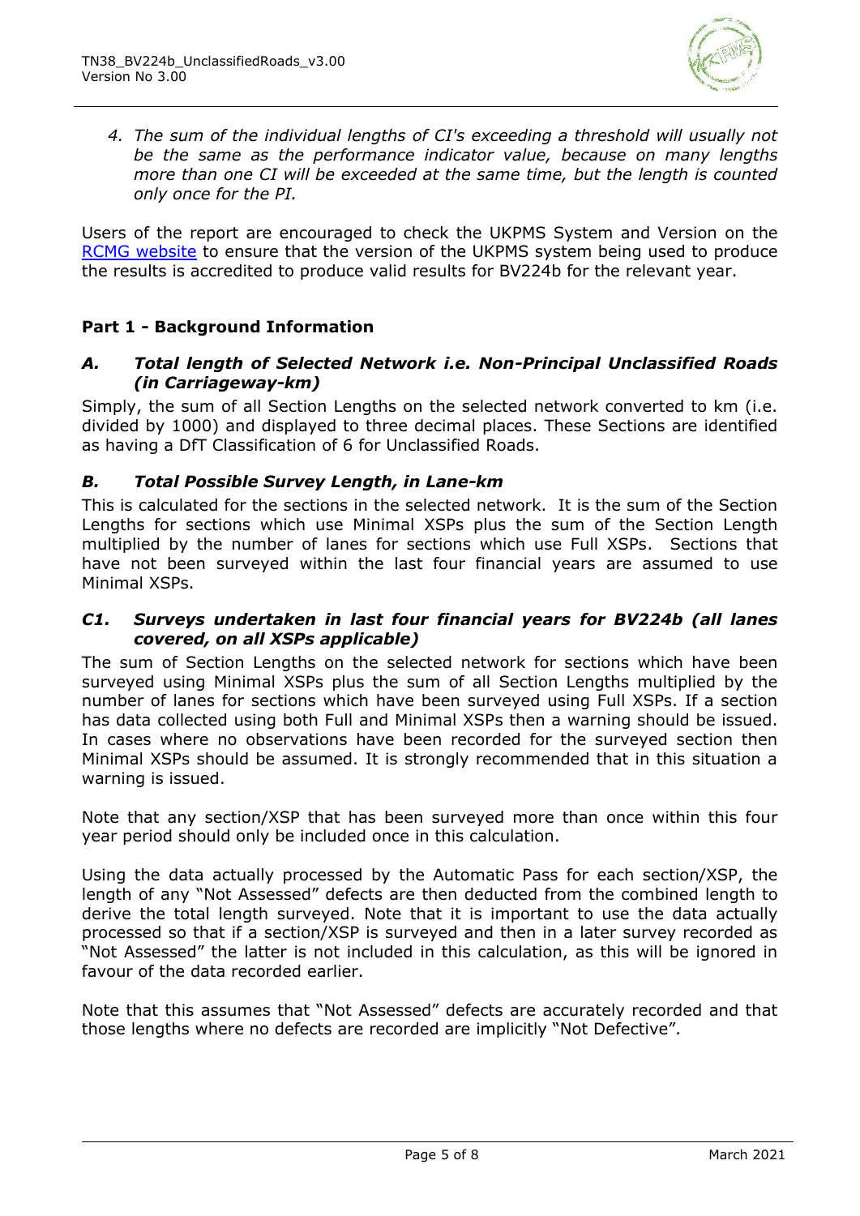*4. The sum of the individual lengths of CI's exceeding a threshold will usually not be the same as the performance indicator value, because on many lengths more than one CI will be exceeded at the same time, but the length is counted only once for the PI.*

Users of the report are encouraged to check the UKPMS System and Version on the RCMG website to ensure that the version of the UKPMS system being used to produce the results is accredited to produce valid results for BV224b for the relevant year.

## Part 1 - Background Information

### *A. Total length of Selected Network i.e. Non-Principal Unclassified Roads (in Carriageway-km)*

Simply, the sum of all Section Lengths on the selected network converted to km (i.e. divided by 1000) and displayed to three decimal places. These Sections are identified as having a DfT Classification of 6 for Unclassified Roads.

### *B. Total Possible Survey Length, in Lane-km*

This is calculated for the sections in the selected network. It is the sum of the Section Lengths for sections which use Minimal XSPs plus the sum of the Section Length multiplied by the number of lanes for sections which use Full XSPs. Sections that have not been surveyed within the last four financial years are assumed to use Minimal XSPs.

### *C1. Surveys undertaken in last four financial years for BV224b (all lanes covered, on all XSPs applicable)*

The sum of Section Lengths on the selected network for sections which have been surveyed using Minimal XSPs plus the sum of all Section Lengths multiplied by the number of lanes for sections which have been surveyed using Full XSPs. If a section has data collected using both Full and Minimal XSPs then a warning should be issued. In cases where no observations have been recorded for the surveyed section then Minimal XSPs should be assumed. It is strongly recommended that in this situation a warning is issued.

Note that any section/XSP that has been surveyed more than once within this four year period should only be included once in this calculation.

Using the data actually processed by the Automatic Pass for each section/XSP, the length of any "Not Assessed" defects are then deducted from the combined length to derive the total length surveyed. Note that it is important to use the data actually processed so that if a section/XSP is surveyed and then in a later survey recorded as "Not Assessed" the latter is not included in this calculation, as this will be ignored in favour of the data recorded earlier.

Note that this assumes that "Not Assessed" defects are accurately recorded and that those lengths where no defects are recorded are implicitly "Not Defective".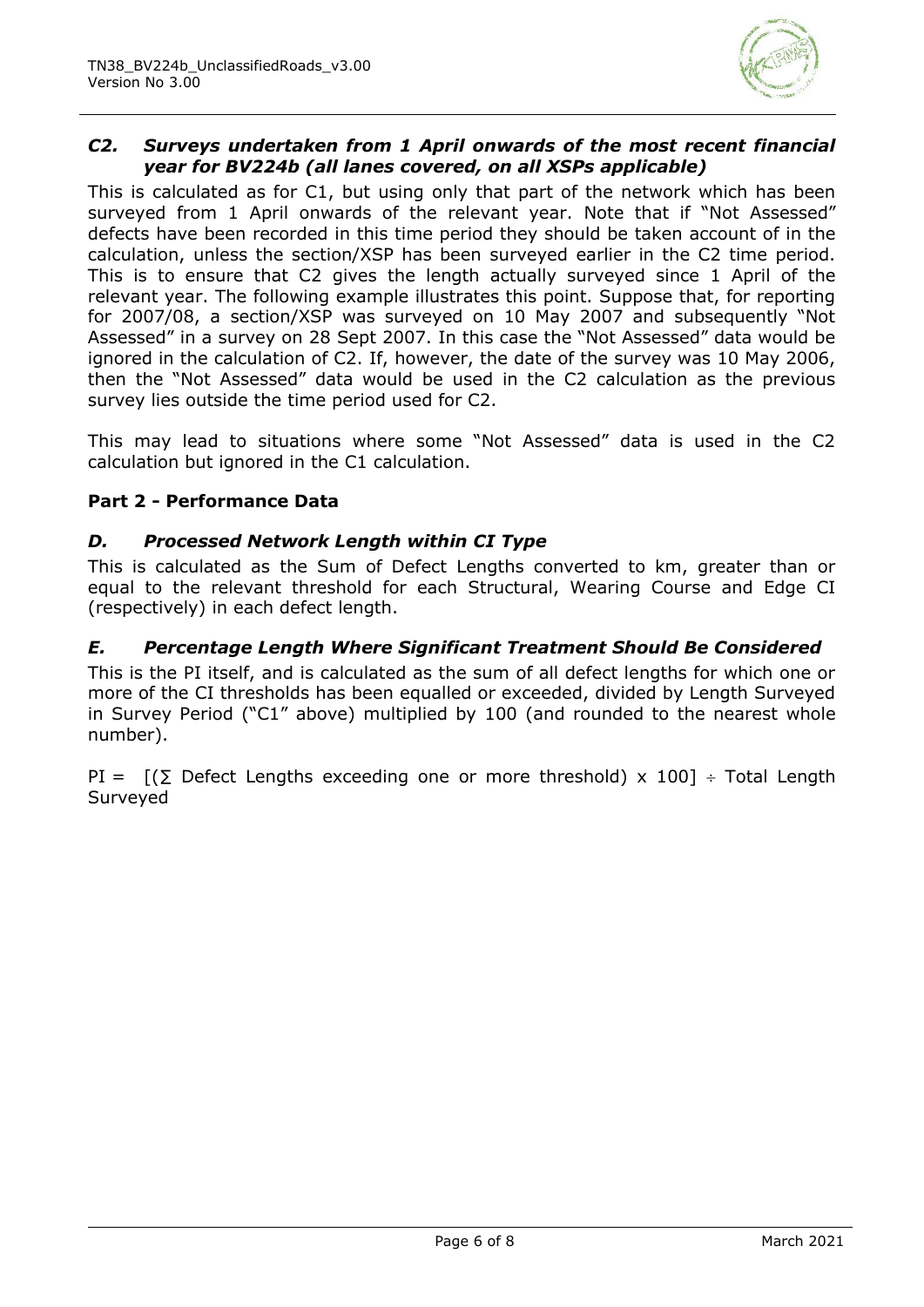### *C2. Surveys undertaken from 1 April onwards of the most recent financial year for BV224b (all lanes covered, on all XSPs applicable)*

This is calculated as for C1, but using only that part of the network which has been surveyed from 1 April onwards of the relevant year. Note that if "Not Assessed" defects have been recorded in this time period they should be taken account of in the calculation, unless the section/XSP has been surveyed earlier in the C2 time period. This is to ensure that C2 gives the length actually surveyed since 1 April of the relevant year. The following example illustrates this point. Suppose that, for reporting for 2007/08, a section/XSP was surveyed on 10 May 2007 and subsequently "Not Assessed" in a survey on 28 Sept 2007. In this case the "Not Assessed" data would be ignored in the calculation of C2. If, however, the date of the survey was 10 May 2006, then the "Not Assessed" data would be used in the C2 calculation as the previous survey lies outside the time period used for C2.

This may lead to situations where some "Not Assessed" data is used in the C2 calculation but ignored in the C1 calculation.

## Part 2 - Performance Data

### *D. Processed Network Length within CI Type*

This is calculated as the Sum of Defect Lengths converted to km, greater than or equal to the relevant threshold for each Structural, Wearing Course and Edge CI (respectively) in each defect length.

### *E. Percentage Length Where Significant Treatment Should Be Considered*

This is the PI itself, and is calculated as the sum of all defect lengths for which one or more of the CI thresholds has been equalled or exceeded, divided by Length Surveyed in Survey Period ("C1" above) multiplied by 100 (and rounded to the nearest whole number).

$$PI = [(\sum \text{Defect Lengths exceeding one or more threshold}) \times 100] \div \text{Total Length Surveyed}$$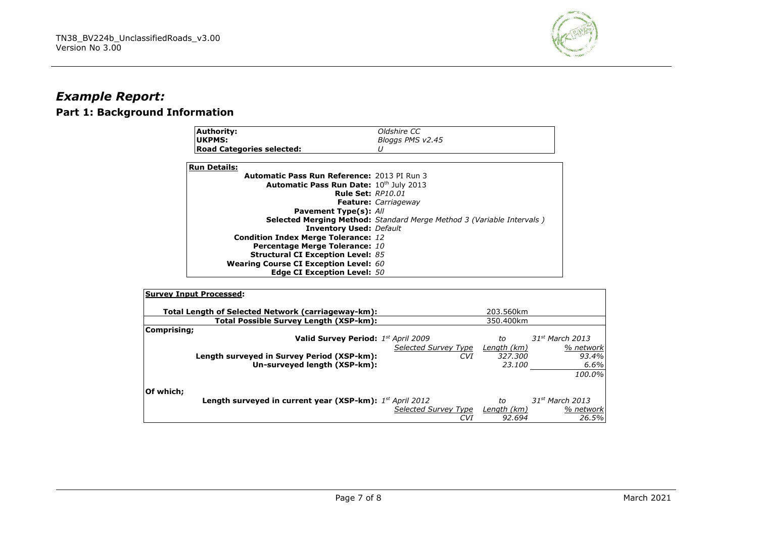## *Example Report:*

### Part 1: Background Information

| | |
|---|---|
| **Authority:** | *Oldshire CC* |
| **UKPMS:** | *Bloggs PMS v2.45* |
| **Road Categories selected:** | *U* |

| **Run Details:** | |
|---|---|
| **Automatic Pass Run Reference:** | 2013 PI Run 3 |
| **Automatic Pass Run Date:** | 10th July 2013 |
| **Rule Set:** | *RP10.01* |
| **Feature:** | *Carriageway* |
| **Pavement Type(s):** | *All* |
| **Selected Merging Method:** | *Standard Merge Method 3 (Variable Intervals )* |
| **Inventory Used:** | *Default* |
| **Condition Index Merge Tolerance:** | *12* |
| **Percentage Merge Tolerance:** | *10* |
| **Structural CI Exception Level:** | *85* |
| **Wearing Course CI Exception Level:** | *60* |
| **Edge CI Exception Level:** | *50* |

| **Survey Input Processed:** | | | |
|---|---|---|---|
| **Total Length of Selected Network (carriageway-km):** | | 203.560km | |
| **Total Possible Survey Length (XSP-km):** | | 350.400km | |
| **Comprising;** | | | |
| **Valid Survey Period:** | *1st April 2009* | *to* | *31st March 2013* |
| | *Selected Survey Type* | *Length (km)* | *% network* |
| **Length surveyed in Survey Period (XSP-km):** | *CVI* | *327.300* | *93.4%* |
| **Un-surveyed length (XSP-km):** | | *23.100* | *6.6%* |
| | | | *100.0%* |
| **Of which;** | | | |
| **Length surveyed in current year (XSP-km):** | *1st April 2012* | *to* | *31st March 2013* |
| | *Selected Survey Type* | *Length (km)* | *% network* |
| | *CVI* | *92.694* | *26.5%* |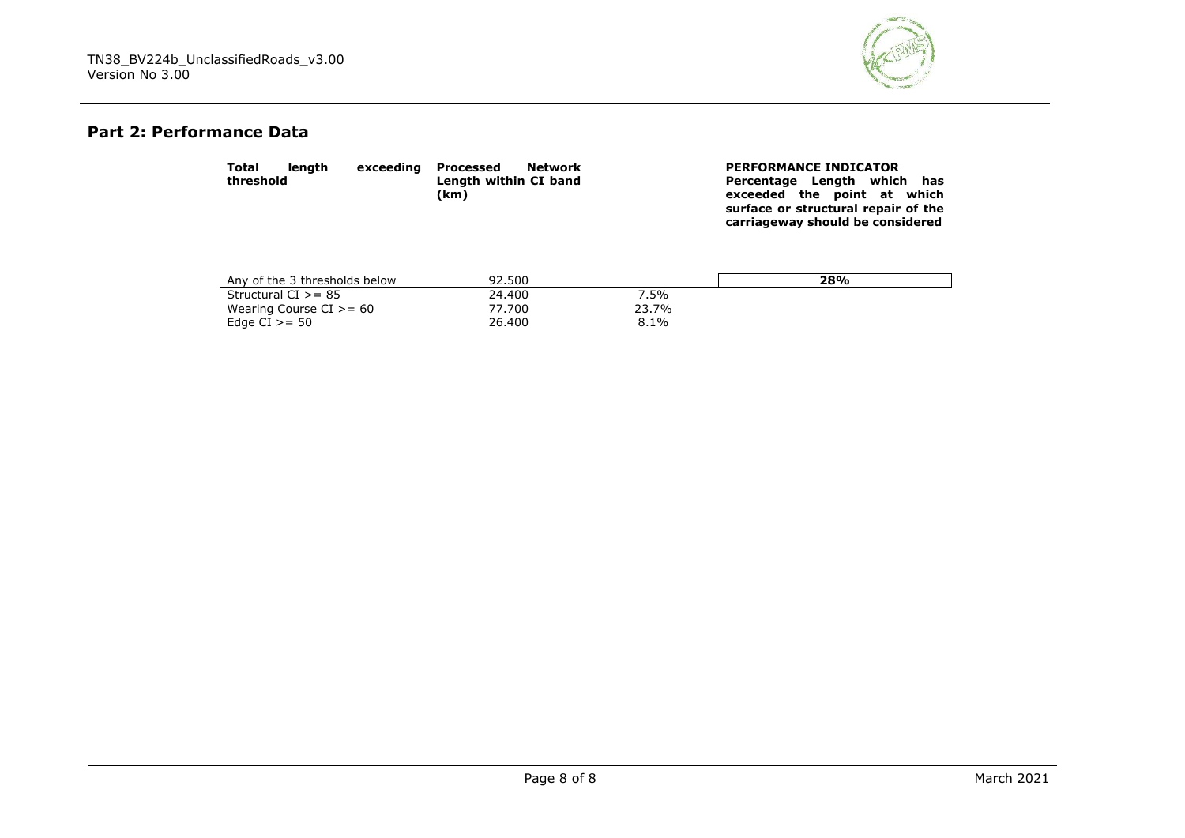## Part 2: Performance Data

| Total length exceeding threshold | Processed Network Length within CI band (km) | | PERFORMANCE INDICATOR Percentage Length which has exceeded the point at which surface or structural repair of the carriageway should be considered |
|---|---|---|---|
| Any of the 3 thresholds below | 92.500 | | **28%** |
| Structural CI >= 85 | 24.400 | 7.5% | |
| Wearing Course CI >= 60 | 77.700 | 23.7% | |
| Edge CI >= 50 | 26.400 | 8.1% | |